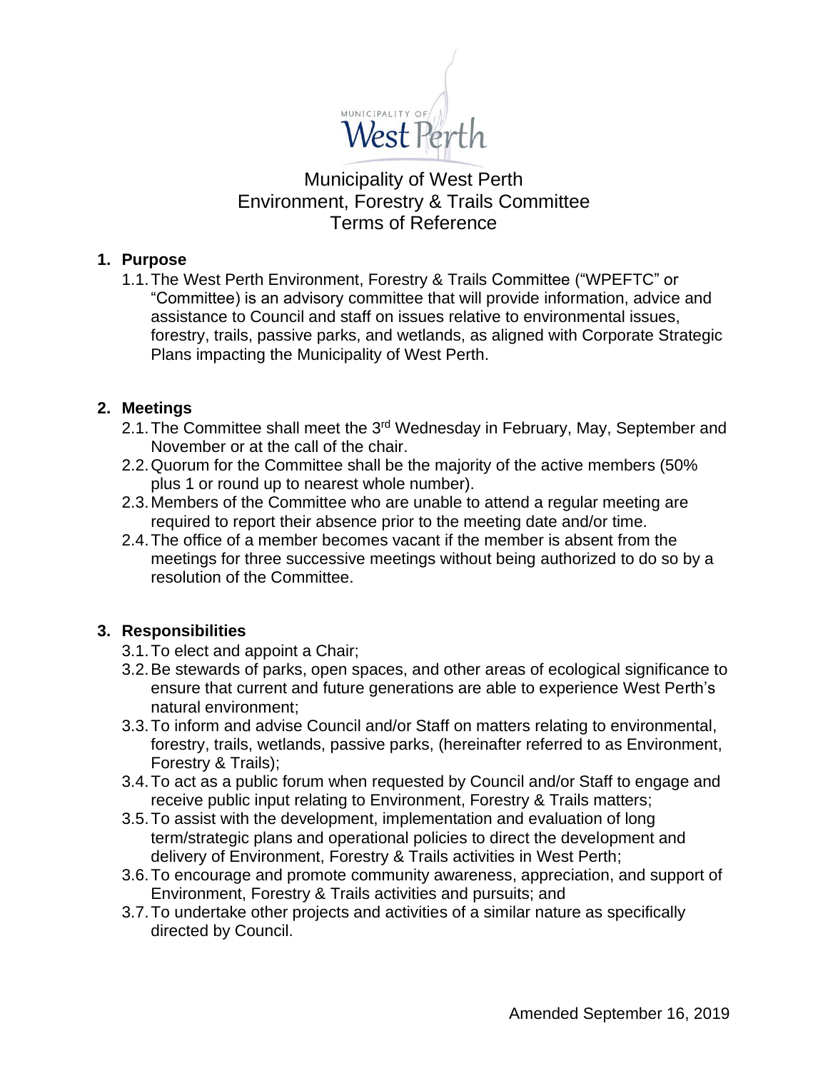# Municipality of West Perth
# Environment, Forestry & Trails Committee
# Terms of Reference

## 1. Purpose

1.1. The West Perth Environment, Forestry & Trails Committee ("WPEFTC" or "Committee) is an advisory committee that will provide information, advice and assistance to Council and staff on issues relative to environmental issues, forestry, trails, passive parks, and wetlands, as aligned with Corporate Strategic Plans impacting the Municipality of West Perth.

## 2. Meetings

2.1. The Committee shall meet the 3rd Wednesday in February, May, September and November or at the call of the chair.

2.2. Quorum for the Committee shall be the majority of the active members (50% plus 1 or round up to nearest whole number).

2.3. Members of the Committee who are unable to attend a regular meeting are required to report their absence prior to the meeting date and/or time.

2.4. The office of a member becomes vacant if the member is absent from the meetings for three successive meetings without being authorized to do so by a resolution of the Committee.

## 3. Responsibilities

3.1. To elect and appoint a Chair;

3.2. Be stewards of parks, open spaces, and other areas of ecological significance to ensure that current and future generations are able to experience West Perth's natural environment;

3.3. To inform and advise Council and/or Staff on matters relating to environmental, forestry, trails, wetlands, passive parks, (hereinafter referred to as Environment, Forestry & Trails);

3.4. To act as a public forum when requested by Council and/or Staff to engage and receive public input relating to Environment, Forestry & Trails matters;

3.5. To assist with the development, implementation and evaluation of long term/strategic plans and operational policies to direct the development and delivery of Environment, Forestry & Trails activities in West Perth;

3.6. To encourage and promote community awareness, appreciation, and support of Environment, Forestry & Trails activities and pursuits; and

3.7. To undertake other projects and activities of a similar nature as specifically directed by Council.

Amended September 16, 2019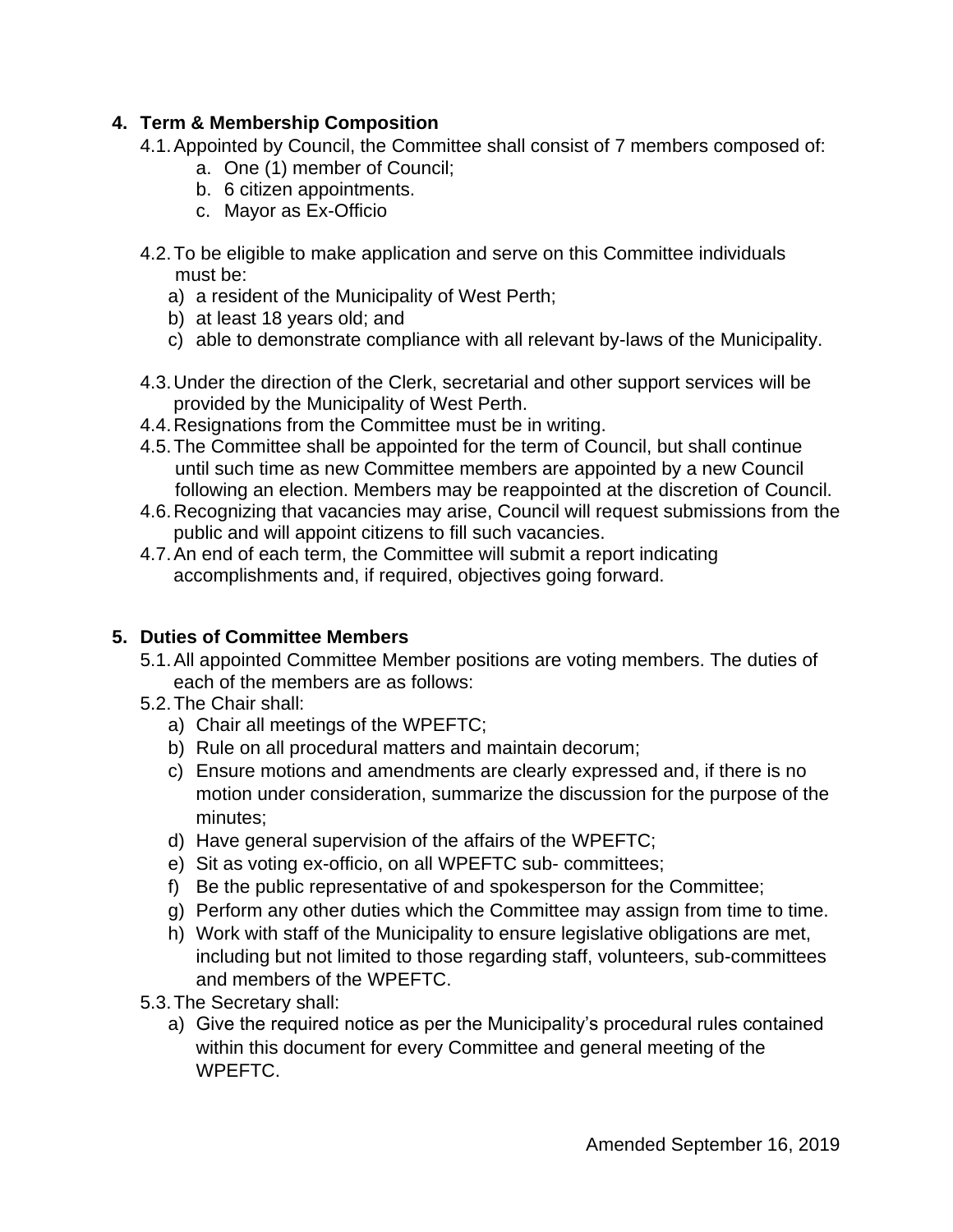## 4. Term & Membership Composition

4.1. Appointed by Council, the Committee shall consist of 7 members composed of:

   a. One (1) member of Council;
   b. 6 citizen appointments.
   c. Mayor as Ex-Officio

4.2. To be eligible to make application and serve on this Committee individuals must be:

   a) a resident of the Municipality of West Perth;
   b) at least 18 years old; and
   c) able to demonstrate compliance with all relevant by-laws of the Municipality.

4.3. Under the direction of the Clerk, secretarial and other support services will be provided by the Municipality of West Perth.

4.4. Resignations from the Committee must be in writing.

4.5. The Committee shall be appointed for the term of Council, but shall continue until such time as new Committee members are appointed by a new Council following an election. Members may be reappointed at the discretion of Council.

4.6. Recognizing that vacancies may arise, Council will request submissions from the public and will appoint citizens to fill such vacancies.

4.7. An end of each term, the Committee will submit a report indicating accomplishments and, if required, objectives going forward.

## 5. Duties of Committee Members

5.1. All appointed Committee Member positions are voting members. The duties of each of the members are as follows:

5.2. The Chair shall:

   a) Chair all meetings of the WPEFTC;
   b) Rule on all procedural matters and maintain decorum;
   c) Ensure motions and amendments are clearly expressed and, if there is no motion under consideration, summarize the discussion for the purpose of the minutes;
   d) Have general supervision of the affairs of the WPEFTC;
   e) Sit as voting ex-officio, on all WPEFTC sub- committees;
   f) Be the public representative of and spokesperson for the Committee;
   g) Perform any other duties which the Committee may assign from time to time.
   h) Work with staff of the Municipality to ensure legislative obligations are met, including but not limited to those regarding staff, volunteers, sub-committees and members of the WPEFTC.

5.3. The Secretary shall:

   a) Give the required notice as per the Municipality's procedural rules contained within this document for every Committee and general meeting of the WPEFTC.

Amended September 16, 2019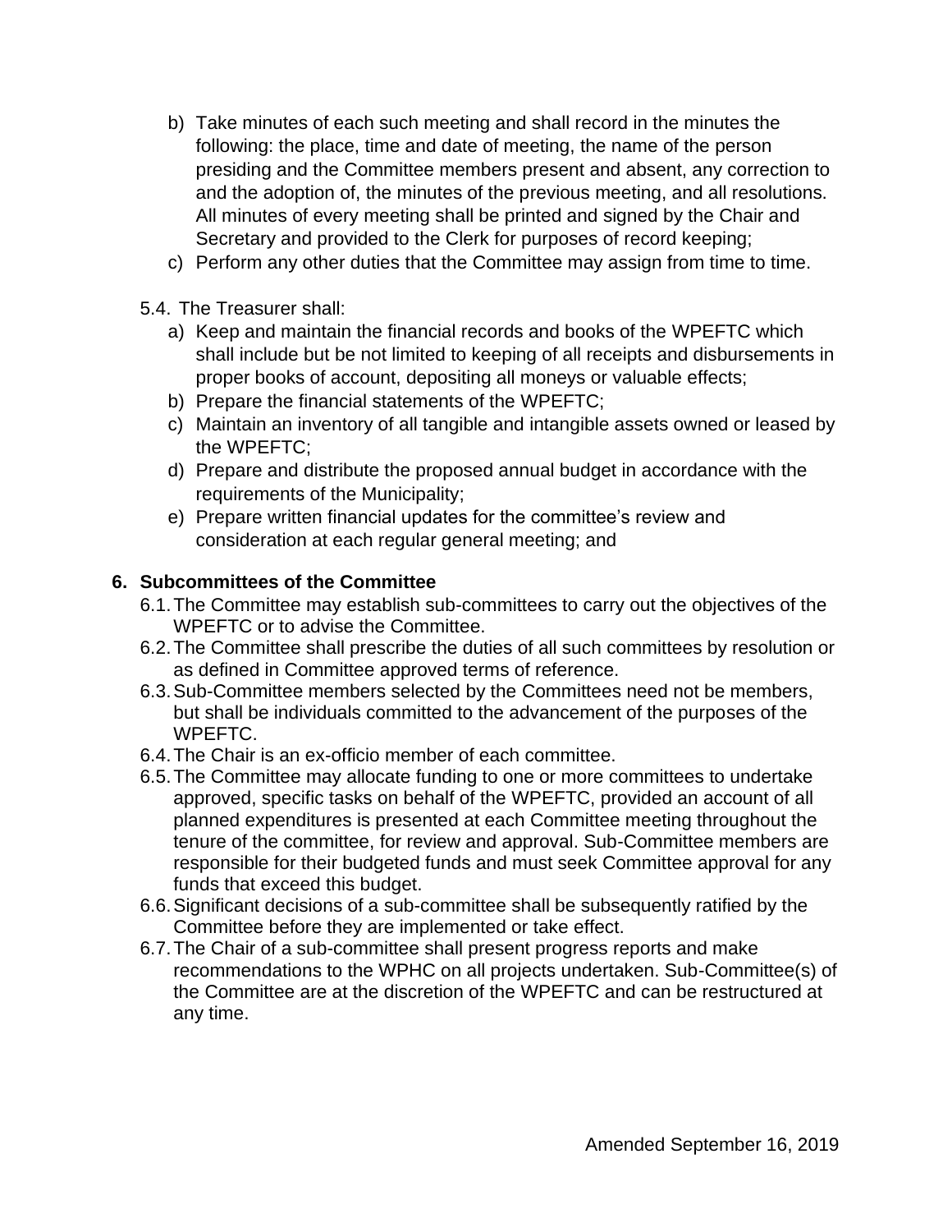b) Take minutes of each such meeting and shall record in the minutes the following: the place, time and date of meeting, the name of the person presiding and the Committee members present and absent, any correction to and the adoption of, the minutes of the previous meeting, and all resolutions. All minutes of every meeting shall be printed and signed by the Chair and Secretary and provided to the Clerk for purposes of record keeping;

c) Perform any other duties that the Committee may assign from time to time.

5.4. The Treasurer shall:

a) Keep and maintain the financial records and books of the WPEFTC which shall include but be not limited to keeping of all receipts and disbursements in proper books of account, depositing all moneys or valuable effects;

b) Prepare the financial statements of the WPEFTC;

c) Maintain an inventory of all tangible and intangible assets owned or leased by the WPEFTC;

d) Prepare and distribute the proposed annual budget in accordance with the requirements of the Municipality;

e) Prepare written financial updates for the committee's review and consideration at each regular general meeting; and

## 6. Subcommittees of the Committee

6.1. The Committee may establish sub-committees to carry out the objectives of the WPEFTC or to advise the Committee.

6.2. The Committee shall prescribe the duties of all such committees by resolution or as defined in Committee approved terms of reference.

6.3. Sub-Committee members selected by the Committees need not be members, but shall be individuals committed to the advancement of the purposes of the WPEFTC.

6.4. The Chair is an ex-officio member of each committee.

6.5. The Committee may allocate funding to one or more committees to undertake approved, specific tasks on behalf of the WPEFTC, provided an account of all planned expenditures is presented at each Committee meeting throughout the tenure of the committee, for review and approval. Sub-Committee members are responsible for their budgeted funds and must seek Committee approval for any funds that exceed this budget.

6.6. Significant decisions of a sub-committee shall be subsequently ratified by the Committee before they are implemented or take effect.

6.7. The Chair of a sub-committee shall present progress reports and make recommendations to the WPHC on all projects undertaken. Sub-Committee(s) of the Committee are at the discretion of the WPEFTC and can be restructured at any time.

Amended September 16, 2019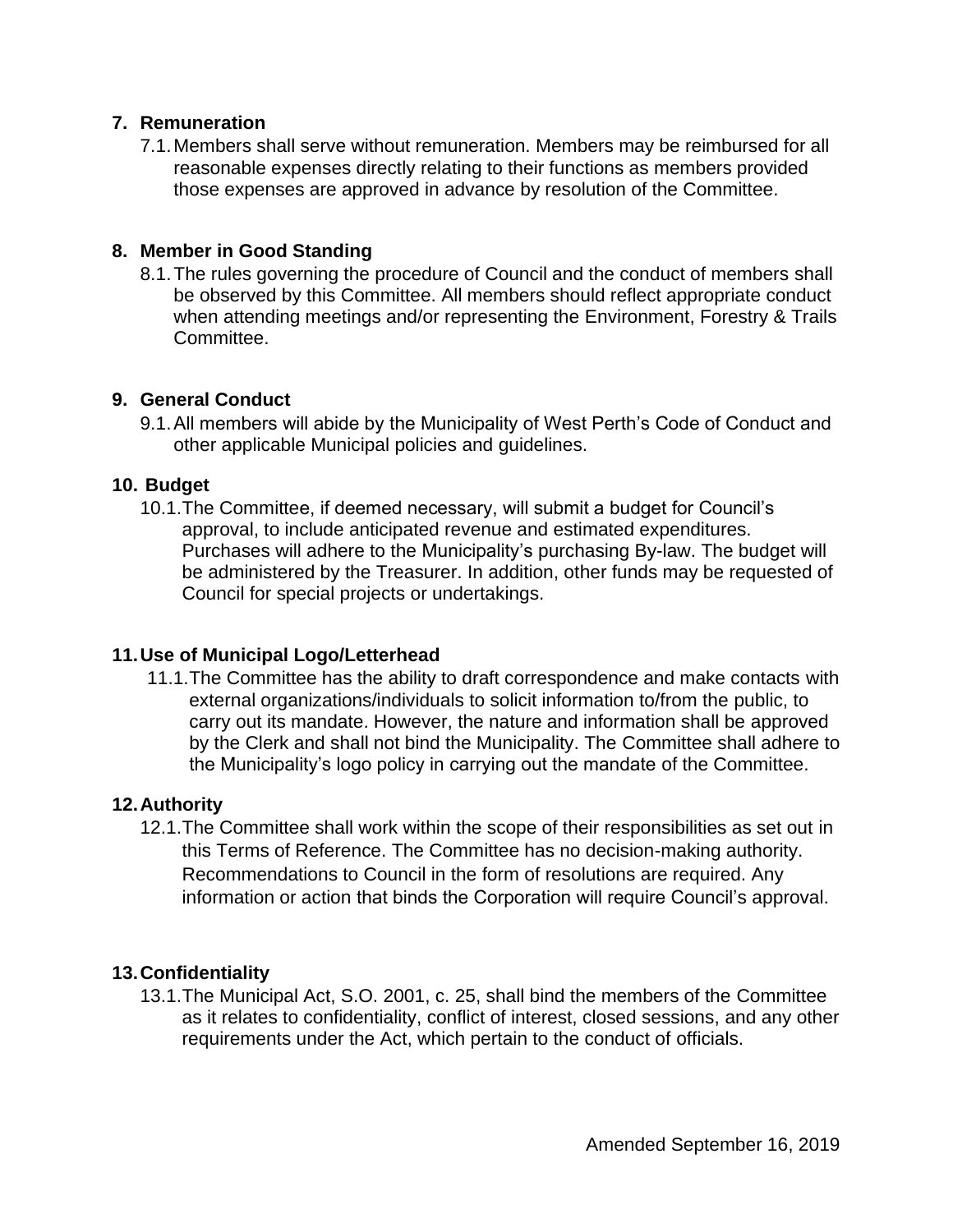## 7. Remuneration

7.1. Members shall serve without remuneration. Members may be reimbursed for all reasonable expenses directly relating to their functions as members provided those expenses are approved in advance by resolution of the Committee.

## 8. Member in Good Standing

8.1. The rules governing the procedure of Council and the conduct of members shall be observed by this Committee. All members should reflect appropriate conduct when attending meetings and/or representing the Environment, Forestry & Trails Committee.

## 9. General Conduct

9.1. All members will abide by the Municipality of West Perth's Code of Conduct and other applicable Municipal policies and guidelines.

## 10. Budget

10.1. The Committee, if deemed necessary, will submit a budget for Council's approval, to include anticipated revenue and estimated expenditures. Purchases will adhere to the Municipality's purchasing By-law. The budget will be administered by the Treasurer. In addition, other funds may be requested of Council for special projects or undertakings.

## 11. Use of Municipal Logo/Letterhead

11.1. The Committee has the ability to draft correspondence and make contacts with external organizations/individuals to solicit information to/from the public, to carry out its mandate. However, the nature and information shall be approved by the Clerk and shall not bind the Municipality. The Committee shall adhere to the Municipality's logo policy in carrying out the mandate of the Committee.

## 12. Authority

12.1. The Committee shall work within the scope of their responsibilities as set out in this Terms of Reference. The Committee has no decision-making authority. Recommendations to Council in the form of resolutions are required. Any information or action that binds the Corporation will require Council's approval.

## 13. Confidentiality

13.1. The Municipal Act, S.O. 2001, c. 25, shall bind the members of the Committee as it relates to confidentiality, conflict of interest, closed sessions, and any other requirements under the Act, which pertain to the conduct of officials.

Amended September 16, 2019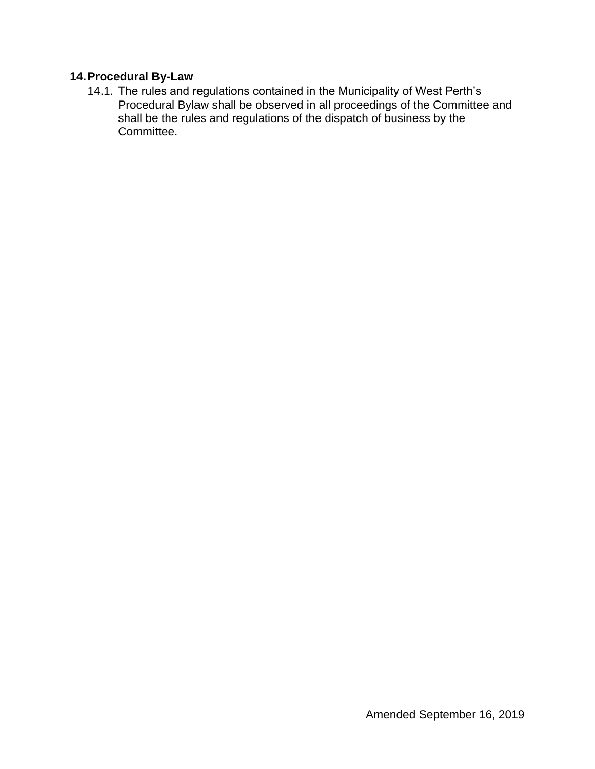## 14. Procedural By-Law

14.1. The rules and regulations contained in the Municipality of West Perth's Procedural Bylaw shall be observed in all proceedings of the Committee and shall be the rules and regulations of the dispatch of business by the Committee.

Amended September 16, 2019